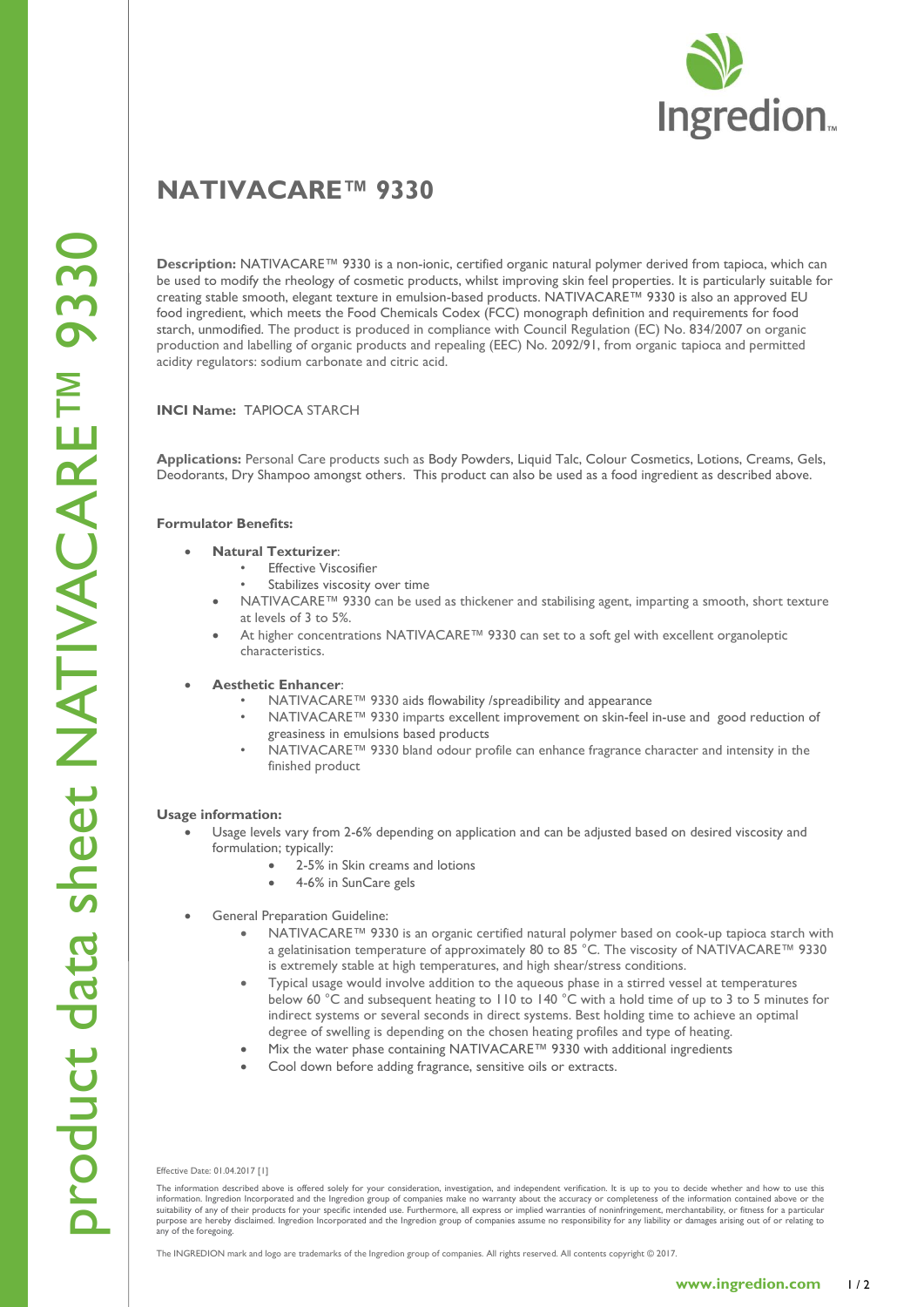# NATIVACARE™ 9330

**Description:** NATIVACARE™ 9330 is a non-ionic, certified organic natural polymer derived from tapioca, which can be used to modify the rheology of cosmetic products, whilst improving skin feel properties. It is particularly suitable for creating stable smooth, elegant texture in emulsion-based products. NATIVACARE™ 9330 is also an approved EU food ingredient, which meets the Food Chemicals Codex (FCC) monograph definition and requirements for food starch, unmodified. The product is produced in compliance with Council Regulation (EC) No. 834/2007 on organic production and labelling of organic products and repealing (EEC) No. 2092/91, from organic tapioca and permitted acidity regulators: sodium carbonate and citric acid.

**INCI Name:** TAPIOCA STARCH

**Applications:** Personal Care products such as Body Powders, Liquid Talc, Colour Cosmetics, Lotions, Creams, Gels, Deodorants, Dry Shampoo amongst others. This product can also be used as a food ingredient as described above.

**Formulator Benefits:**

- **Natural Texturizer**:
  - Effective Viscosifier
  - Stabilizes viscosity over time
  - NATIVACARE™ 9330 can be used as thickener and stabilising agent, imparting a smooth, short texture at levels of 3 to 5%.
  - At higher concentrations NATIVACARE™ 9330 can set to a soft gel with excellent organoleptic characteristics.

- **Aesthetic Enhancer**:
  - NATIVACARE™ 9330 aids flowability /spreadibility and appearance
  - NATIVACARE™ 9330 imparts excellent improvement on skin-feel in-use and good reduction of greasiness in emulsions based products
  - NATIVACARE™ 9330 bland odour profile can enhance fragrance character and intensity in the finished product

**Usage information:**

- Usage levels vary from 2-6% depending on application and can be adjusted based on desired viscosity and formulation; typically:
  - 2-5% in Skin creams and lotions
  - 4-6% in SunCare gels

- General Preparation Guideline:
  - NATIVACARE™ 9330 is an organic certified natural polymer based on cook-up tapioca starch with a gelatinisation temperature of approximately 80 to 85 °C. The viscosity of NATIVACARE™ 9330 is extremely stable at high temperatures, and high shear/stress conditions.
  - Typical usage would involve addition to the aqueous phase in a stirred vessel at temperatures below 60 °C and subsequent heating to 110 to 140 °C with a hold time of up to 3 to 5 minutes for indirect systems or several seconds in direct systems. Best holding time to achieve an optimal degree of swelling is depending on the chosen heating profiles and type of heating.
  - Mix the water phase containing NATIVACARE™ 9330 with additional ingredients
  - Cool down before adding fragrance, sensitive oils or extracts.

Effective Date: 01.04.2017 [1]

The information described above is offered solely for your consideration, investigation, and independent verification. It is up to you to decide whether and how to use this information. Ingredion Incorporated and the Ingredion group of companies make no warranty about the accuracy or completeness of the information contained above or the suitability of any of their products for your specific intended use. Furthermore, all express or implied warranties of noninfringement, merchantability, or fitness for a particular purpose are hereby disclaimed. Ingredion Incorporated and the Ingredion group of companies assume no responsibility for any liability or damages arising out of or relating to any of the foregoing.

The INGREDION mark and logo are trademarks of the Ingredion group of companies. All rights reserved. All contents copyright © 2017.

www.ingredion.com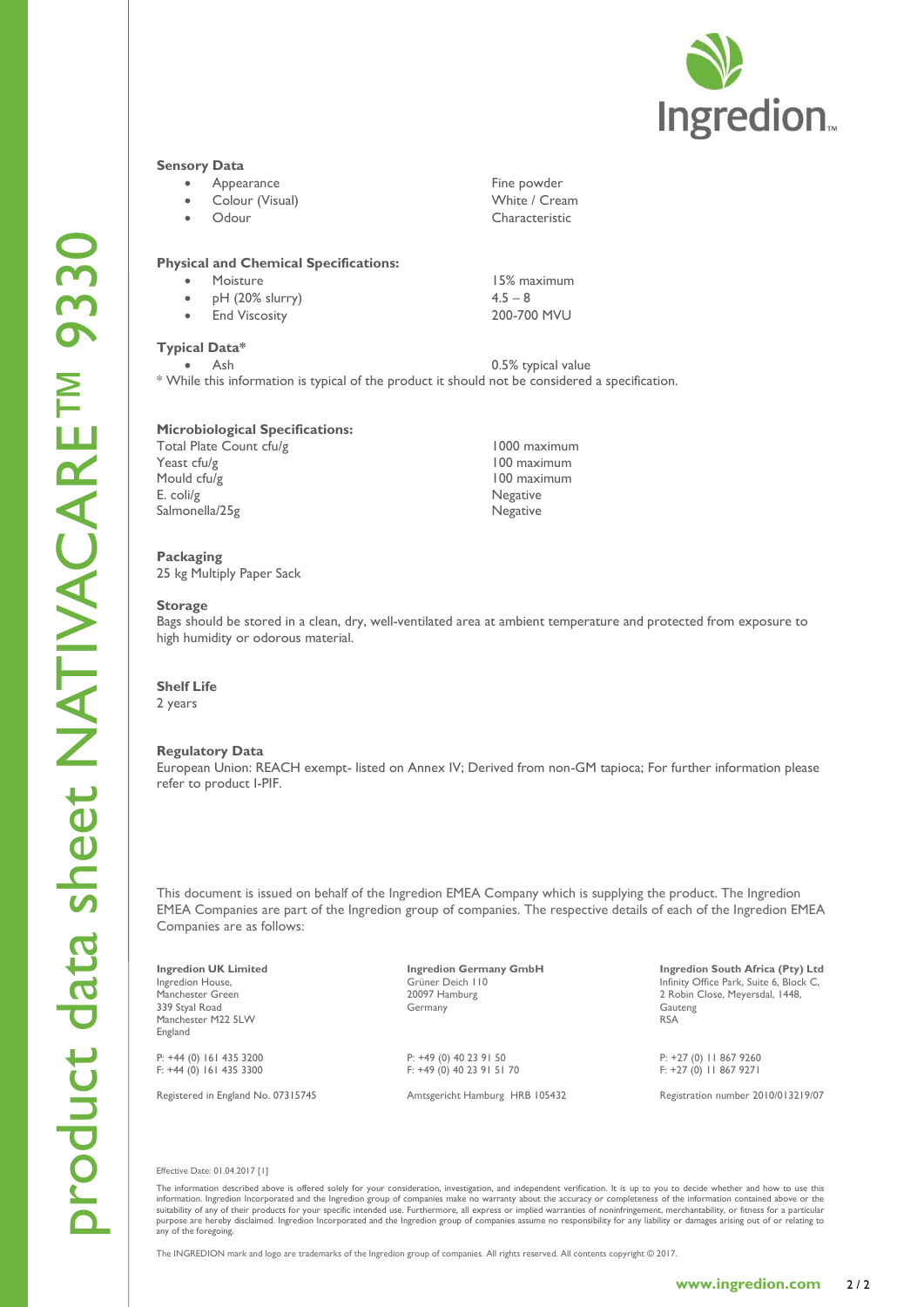**Sensory Data**

| | |
|---|---|
| • Appearance | Fine powder |
| • Colour (Visual) | White / Cream |
| • Odour | Characteristic |

**Physical and Chemical Specifications:**

| | |
|---|---|
| • Moisture | 15% maximum |
| • pH (20% slurry) | 4.5 – 8 |
| • End Viscosity | 200-700 MVU |

**Typical Data***

| | |
|---|---|
| • Ash | 0.5% typical value |

* While this information is typical of the product it should not be considered a specification.

**Microbiological Specifications:**

| | |
|---|---|
| Total Plate Count cfu/g | 1000 maximum |
| Yeast cfu/g | 100 maximum |
| Mould cfu/g | 100 maximum |
| E. coli/g | Negative |
| Salmonella/25g | Negative |

**Packaging**

25 kg Multiply Paper Sack

**Storage**

Bags should be stored in a clean, dry, well-ventilated area at ambient temperature and protected from exposure to high humidity or odorous material.

**Shelf Life**

2 years

**Regulatory Data**

European Union: REACH exempt- listed on Annex IV; Derived from non-GM tapioca; For further information please refer to product I-PIF.

This document is issued on behalf of the Ingredion EMEA Company which is supplying the product. The Ingredion EMEA Companies are part of the Ingredion group of companies. The respective details of each of the Ingredion EMEA Companies are as follows:

**Ingredion UK Limited**
Ingredion House,
Manchester Green
339 Styal Road
Manchester M22 5LW
England

P: +44 (0) 161 435 3200
F: +44 (0) 161 435 3300

Registered in England No. 07315745

**Ingredion Germany GmbH**
Grüner Deich 110
20097 Hamburg
Germany

P: +49 (0) 40 23 91 50
F: +49 (0) 40 23 91 51 70

Amtsgericht Hamburg HRB 105432

**Ingredion South Africa (Pty) Ltd**
Infinity Office Park, Suite 6, Block C,
2 Robin Close, Meyersdal, 1448,
Gauteng
RSA

P: +27 (0) 11 867 9260
F: +27 (0) 11 867 9271

Registration number 2010/013219/07

Effective Date: 01.04.2017 [1]

The information described above is offered solely for your consideration, investigation, and independent verification. It is up to you to decide whether and how to use this information. Ingredion Incorporated and the Ingredion group of companies make no warranty about the accuracy or completeness of the information contained above or the suitability of any of their products for your specific intended use. Furthermore, all express or implied warranties of noninfringement, merchantability, or fitness for a particular purpose are hereby disclaimed. Ingredion Incorporated and the Ingredion group of companies assume no responsibility for any liability or damages arising out of or relating to any of the foregoing.

The INGREDION mark and logo are trademarks of the Ingredion group of companies. All rights reserved. All contents copyright © 2017.